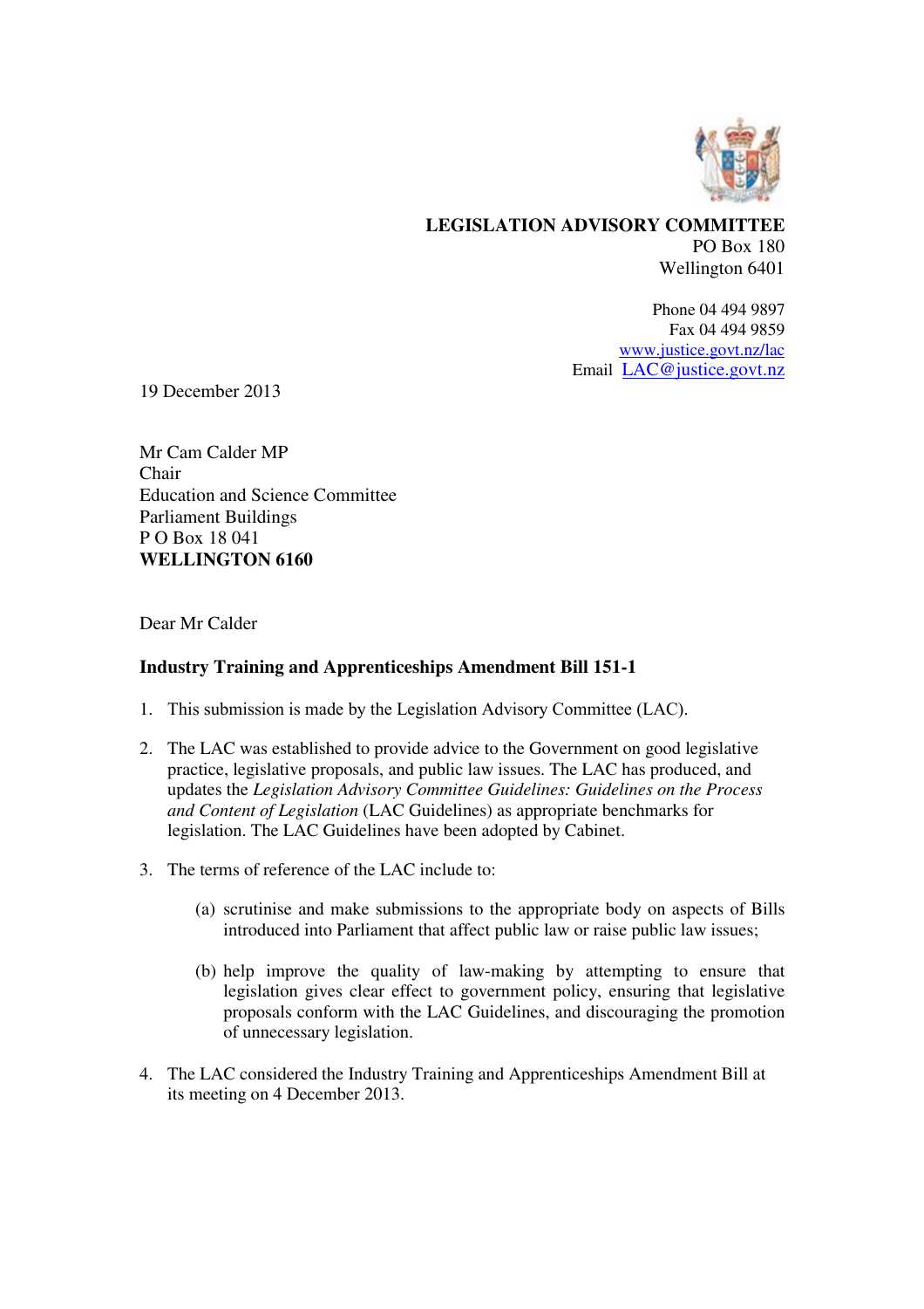**LEGISLATION ADVISORY COMMITTEE**
PO Box 180
Wellington 6401

Phone 04 494 9897
Fax 04 494 9859
www.justice.govt.nz/lac
Email LAC@justice.govt.nz

19 December 2013

Mr Cam Calder MP
Chair
Education and Science Committee
Parliament Buildings
P O Box 18 041
**WELLINGTON 6160**

Dear Mr Calder

**Industry Training and Apprenticeships Amendment Bill 151-1**

1. This submission is made by the Legislation Advisory Committee (LAC).

2. The LAC was established to provide advice to the Government on good legislative practice, legislative proposals, and public law issues. The LAC has produced, and updates the *Legislation Advisory Committee Guidelines: Guidelines on the Process and Content of Legislation* (LAC Guidelines) as appropriate benchmarks for legislation. The LAC Guidelines have been adopted by Cabinet.

3. The terms of reference of the LAC include to:

   (a) scrutinise and make submissions to the appropriate body on aspects of Bills introduced into Parliament that affect public law or raise public law issues;

   (b) help improve the quality of law-making by attempting to ensure that legislation gives clear effect to government policy, ensuring that legislative proposals conform with the LAC Guidelines, and discouraging the promotion of unnecessary legislation.

4. The LAC considered the Industry Training and Apprenticeships Amendment Bill at its meeting on 4 December 2013.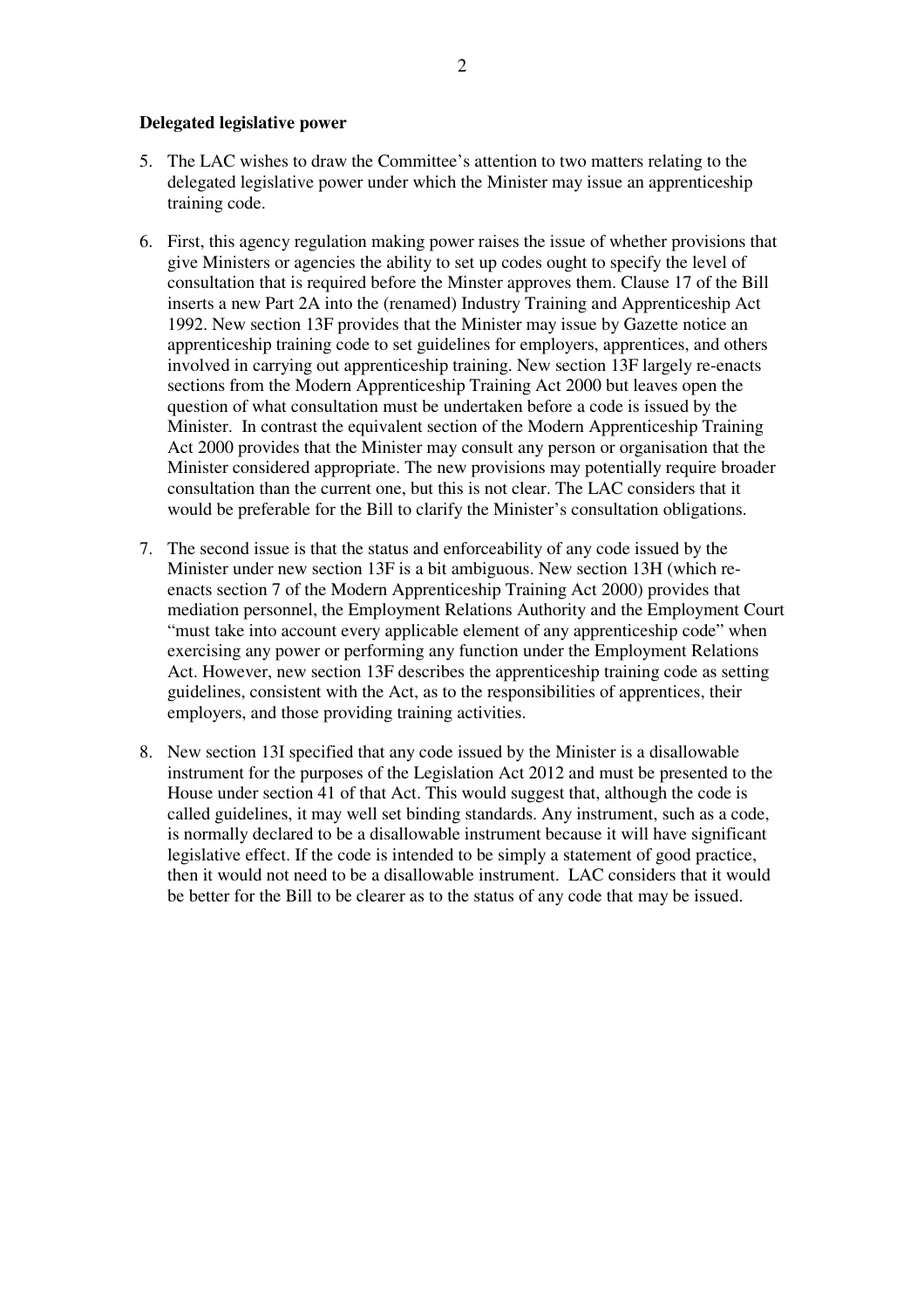**Delegated legislative power**

5. The LAC wishes to draw the Committee's attention to two matters relating to the delegated legislative power under which the Minister may issue an apprenticeship training code.

6. First, this agency regulation making power raises the issue of whether provisions that give Ministers or agencies the ability to set up codes ought to specify the level of consultation that is required before the Minster approves them. Clause 17 of the Bill inserts a new Part 2A into the (renamed) Industry Training and Apprenticeship Act 1992. New section 13F provides that the Minister may issue by Gazette notice an apprenticeship training code to set guidelines for employers, apprentices, and others involved in carrying out apprenticeship training. New section 13F largely re-enacts sections from the Modern Apprenticeship Training Act 2000 but leaves open the question of what consultation must be undertaken before a code is issued by the Minister. In contrast the equivalent section of the Modern Apprenticeship Training Act 2000 provides that the Minister may consult any person or organisation that the Minister considered appropriate. The new provisions may potentially require broader consultation than the current one, but this is not clear. The LAC considers that it would be preferable for the Bill to clarify the Minister's consultation obligations.

7. The second issue is that the status and enforceability of any code issued by the Minister under new section 13F is a bit ambiguous. New section 13H (which re-enacts section 7 of the Modern Apprenticeship Training Act 2000) provides that mediation personnel, the Employment Relations Authority and the Employment Court "must take into account every applicable element of any apprenticeship code" when exercising any power or performing any function under the Employment Relations Act. However, new section 13F describes the apprenticeship training code as setting guidelines, consistent with the Act, as to the responsibilities of apprentices, their employers, and those providing training activities.

8. New section 13I specified that any code issued by the Minister is a disallowable instrument for the purposes of the Legislation Act 2012 and must be presented to the House under section 41 of that Act. This would suggest that, although the code is called guidelines, it may well set binding standards. Any instrument, such as a code, is normally declared to be a disallowable instrument because it will have significant legislative effect. If the code is intended to be simply a statement of good practice, then it would not need to be a disallowable instrument. LAC considers that it would be better for the Bill to be clearer as to the status of any code that may be issued.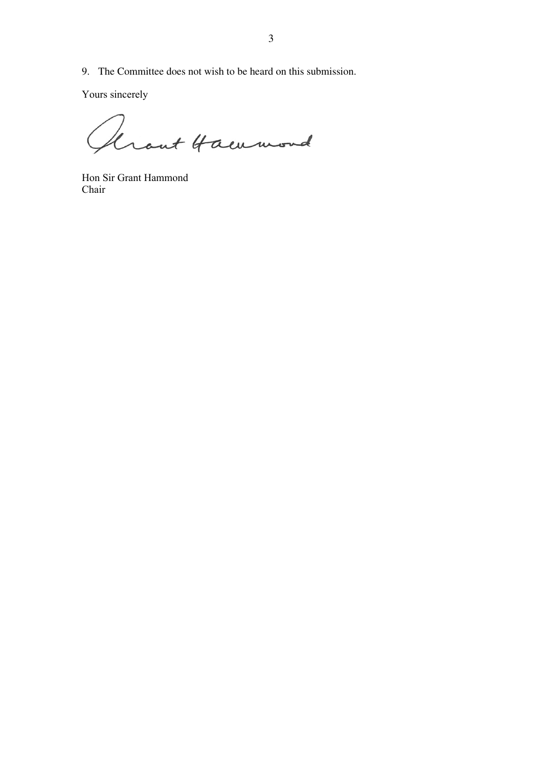9. The Committee does not wish to be heard on this submission.

Yours sincerely

Hon Sir Grant Hammond
Chair